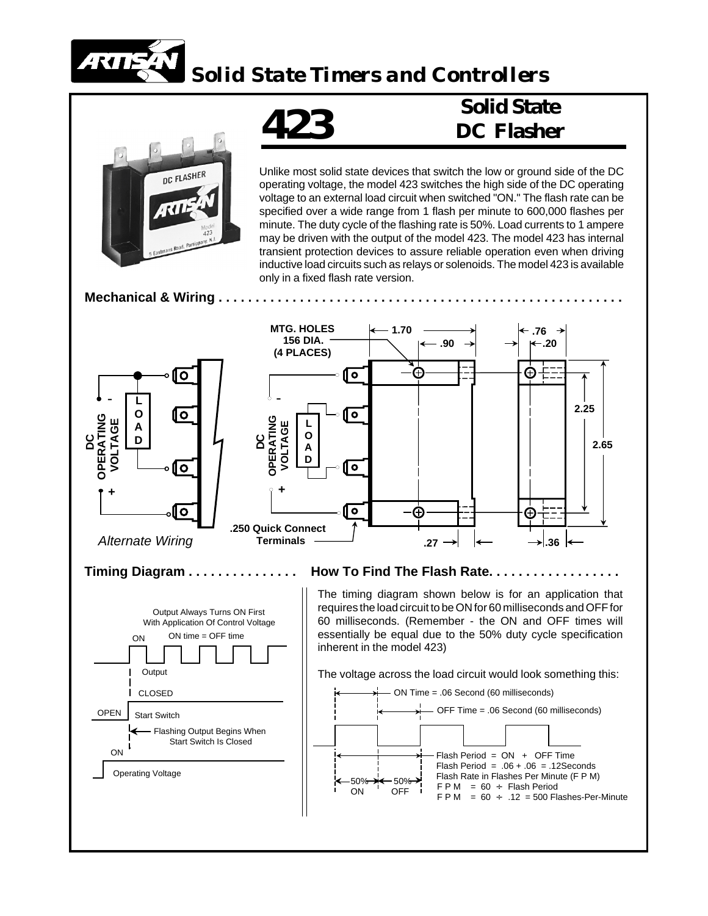# Solid State Timers and Controllers

# 423

## Solid State DC Flasher

Unlike most solid state devices that switch the low or ground side of the DC operating voltage, the model 423 switches the high side of the DC operating voltage to an external load circuit when switched "ON." The flash rate can be specified over a wide range from 1 flash per minute to 600,000 flashes per minute. The duty cycle of the flashing rate is 50%. Load currents to 1 ampere may be driven with the output of the model 423. The model 423 has internal transient protection devices to assure reliable operation even when driving inductive load circuits such as relays or solenoids. The model 423 is available only in a fixed flash rate version.

### Mechanical & Wiring

MTG. HOLES 156 DIA. (4 PLACES)

1.70, .90, .76, .20, 2.25, 2.65, .27, .36

DC OPERATING VOLTAGE – / + — LOAD

.250 Quick Connect Terminals

*Alternate Wiring*

### Timing Diagram

Output Always Turns ON First With Application Of Control Voltage

ON — ON time = OFF time

Output

CLOSED

OPEN — Start Switch

Flashing Output Begins When Start Switch Is Closed

ON

Operating Voltage

### How To Find The Flash Rate

The timing diagram shown below is for an application that requires the load circuit to be ON for 60 milliseconds and OFF for 60 milliseconds. (Remember - the ON and OFF times will essentially be equal due to the 50% duty cycle specification inherent in the model 423)

The voltage across the load circuit would look something this:

ON Time = .06 Second (60 milliseconds)

OFF Time = .06 Second (60 milliseconds)

50% ON — 50% OFF

Flash Period = ON + OFF Time
Flash Period = .06 + .06 = .12Seconds
Flash Rate in Flashes Per Minute (F P M)
F P M = 60 ÷ Flash Period
F P M = 60 ÷ .12 = 500 Flashes-Per-Minute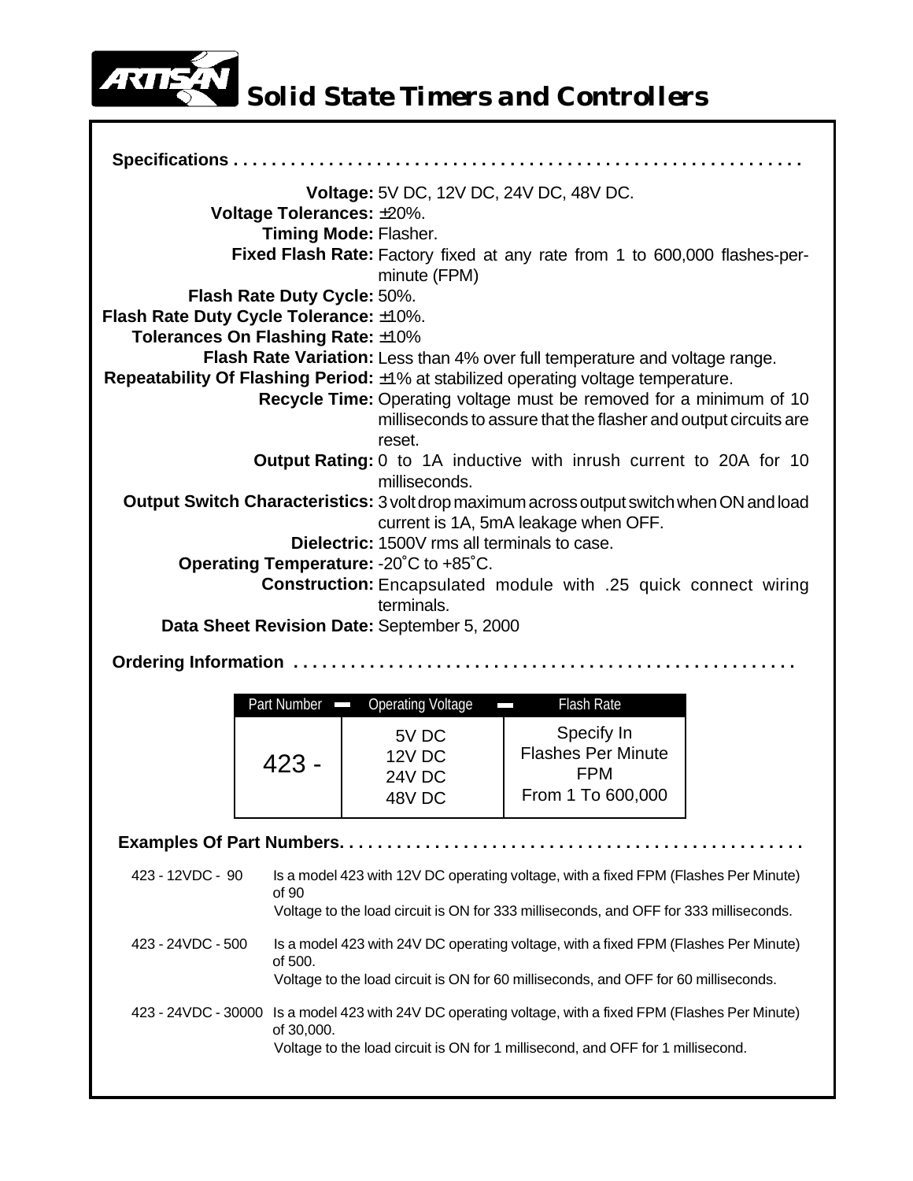# Solid State Timers and Controllers

**Specifications . . . . . . . . . . . . . . . . . . . . . . . . . . . . . . . . . . . . . . . . . . . . . . . . . . . . . . . . . . . .**

**Voltage:** 5V DC, 12V DC, 24V DC, 48V DC.

**Voltage Tolerances:** ±20%.

**Timing Mode:** Flasher.

**Fixed Flash Rate:** Factory fixed at any rate from 1 to 600,000 flashes-per-minute (FPM)

**Flash Rate Duty Cycle:** 50%.

**Flash Rate Duty Cycle Tolerance:** ±10%.

**Tolerances On Flashing Rate:** ±10%

**Flash Rate Variation:** Less than 4% over full temperature and voltage range.

**Repeatability Of Flashing Period:** ±1% at stabilized operating voltage temperature.

**Recycle Time:** Operating voltage must be removed for a minimum of 10 milliseconds to assure that the flasher and output circuits are reset.

**Output Rating:** 0 to 1A inductive with inrush current to 20A for 10 milliseconds.

**Output Switch Characteristics:** 3 volt drop maximum across output switch when ON and load current is 1A, 5mA leakage when OFF.

**Dielectric:** 1500V rms all terminals to case.

**Operating Temperature:** -20˚C to +85˚C.

**Construction:** Encapsulated module with .25 quick connect wiring terminals.

**Data Sheet Revision Date:** September 5, 2000

**Ordering Information . . . . . . . . . . . . . . . . . . . . . . . . . . . . . . . . . . . . . . . . . . . . . . . . . . . . .**

| Part Number | Operating Voltage | Flash Rate |
|---|---|---|
| 423 - | 5V DC<br>12V DC<br>24V DC<br>48V DC | Specify In<br>Flashes Per Minute<br>FPM<br>From 1 To 600,000 |

**Examples Of Part Numbers. . . . . . . . . . . . . . . . . . . . . . . . . . . . . . . . . . . . . . . . . . . . . . . . . .**

423 - 12VDC - 90 — Is a model 423 with 12V DC operating voltage, with a fixed FPM (Flashes Per Minute) of 90
Voltage to the load circuit is ON for 333 milliseconds, and OFF for 333 milliseconds.

423 - 24VDC - 500 — Is a model 423 with 24V DC operating voltage, with a fixed FPM (Flashes Per Minute) of 500.
Voltage to the load circuit is ON for 60 milliseconds, and OFF for 60 milliseconds.

423 - 24VDC - 30000 — Is a model 423 with 24V DC operating voltage, with a fixed FPM (Flashes Per Minute) of 30,000.
Voltage to the load circuit is ON for 1 millisecond, and OFF for 1 millisecond.